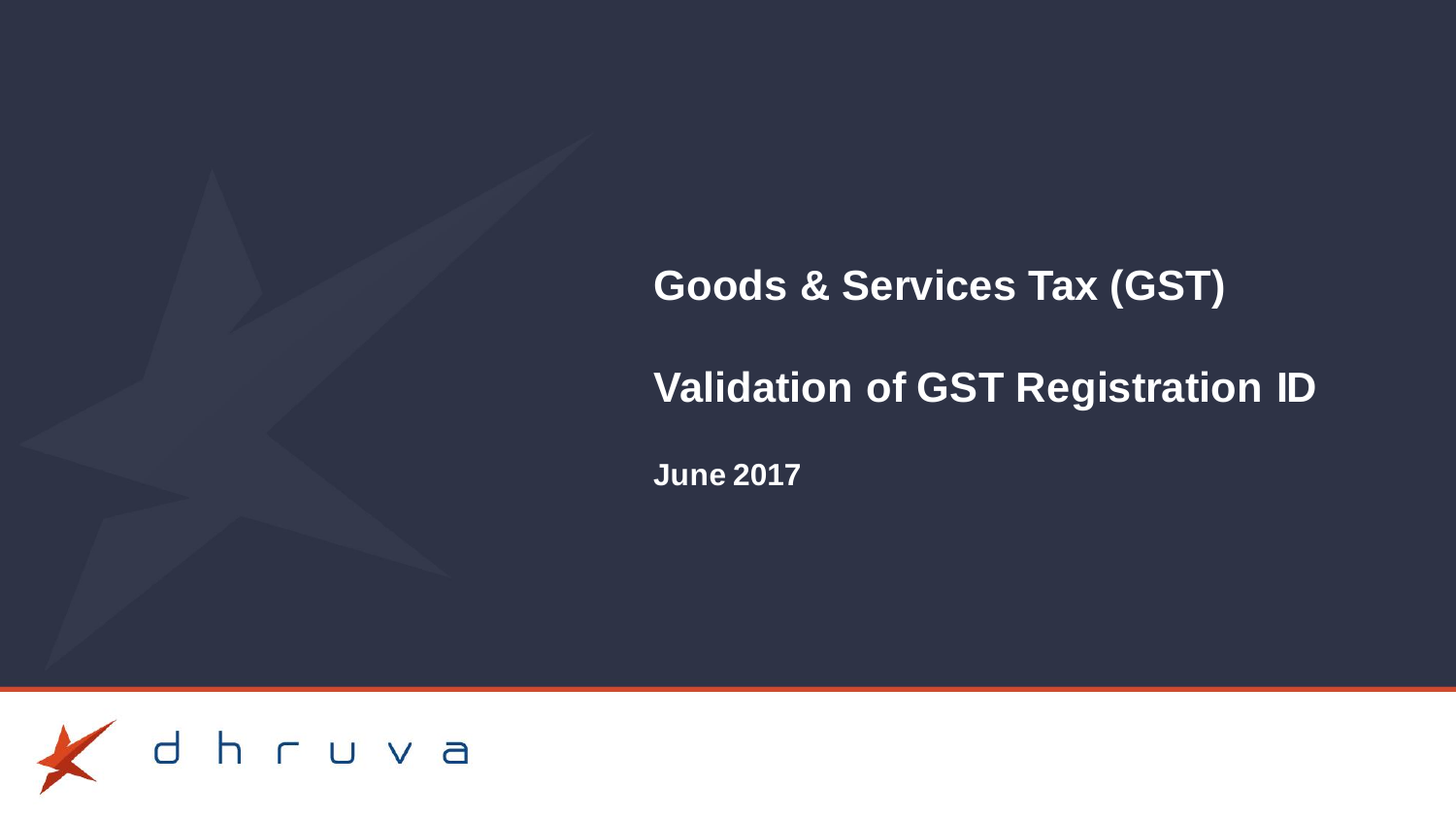# Goods & Services Tax (GST)

## Validation of GST Registration ID

**June 2017**

dhruva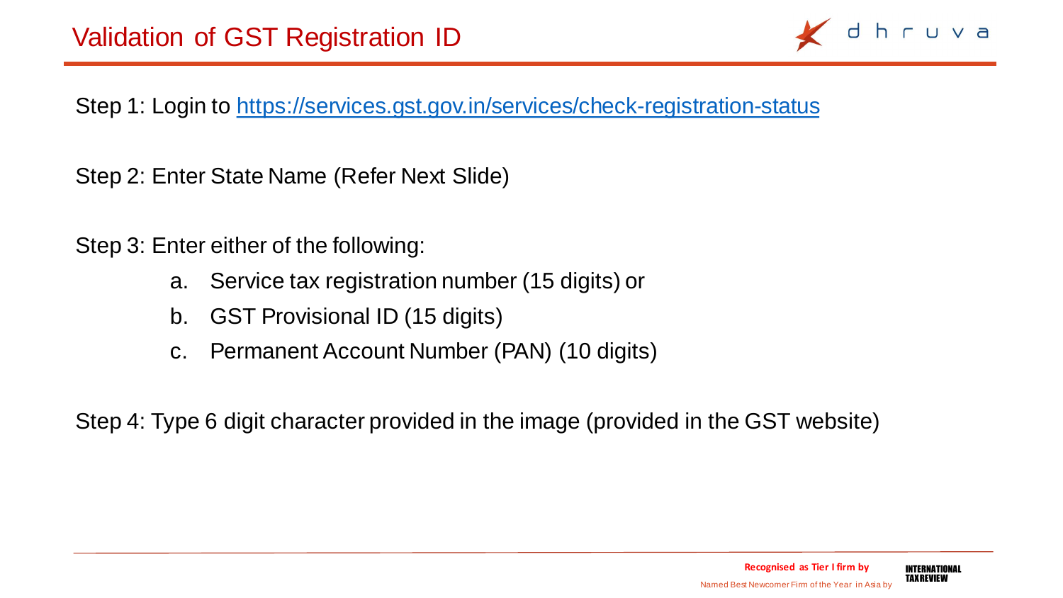# Validation of GST Registration ID

Step 1: Login to https://services.gst.gov.in/services/check-registration-status

Step 2: Enter State Name (Refer Next Slide)

Step 3: Enter either of the following:

a. Service tax registration number (15 digits) or
b. GST Provisional ID (15 digits)
c. Permanent Account Number (PAN) (10 digits)

Step 4: Type 6 digit character provided in the image (provided in the GST website)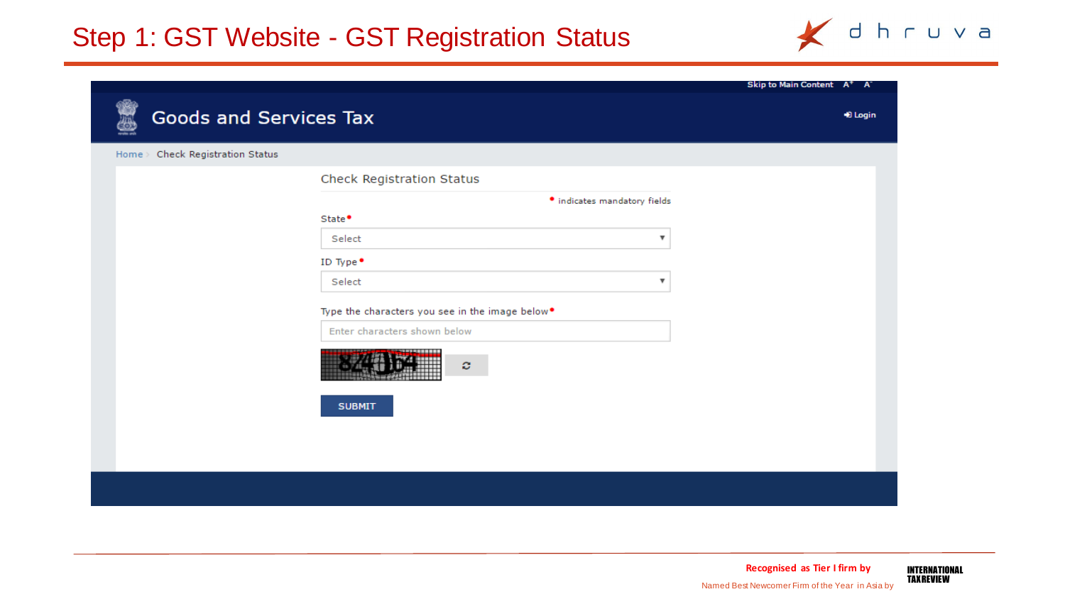# Step 1: GST Website - GST Registration Status

Skip to Main Content A+ A-

Goods and Services Tax

Login

Home > Check Registration Status

## Check Registration Status

• indicates mandatory fields

State•

Select

ID Type•

Select

Type the characters you see in the image below•

Enter characters shown below

SUBMIT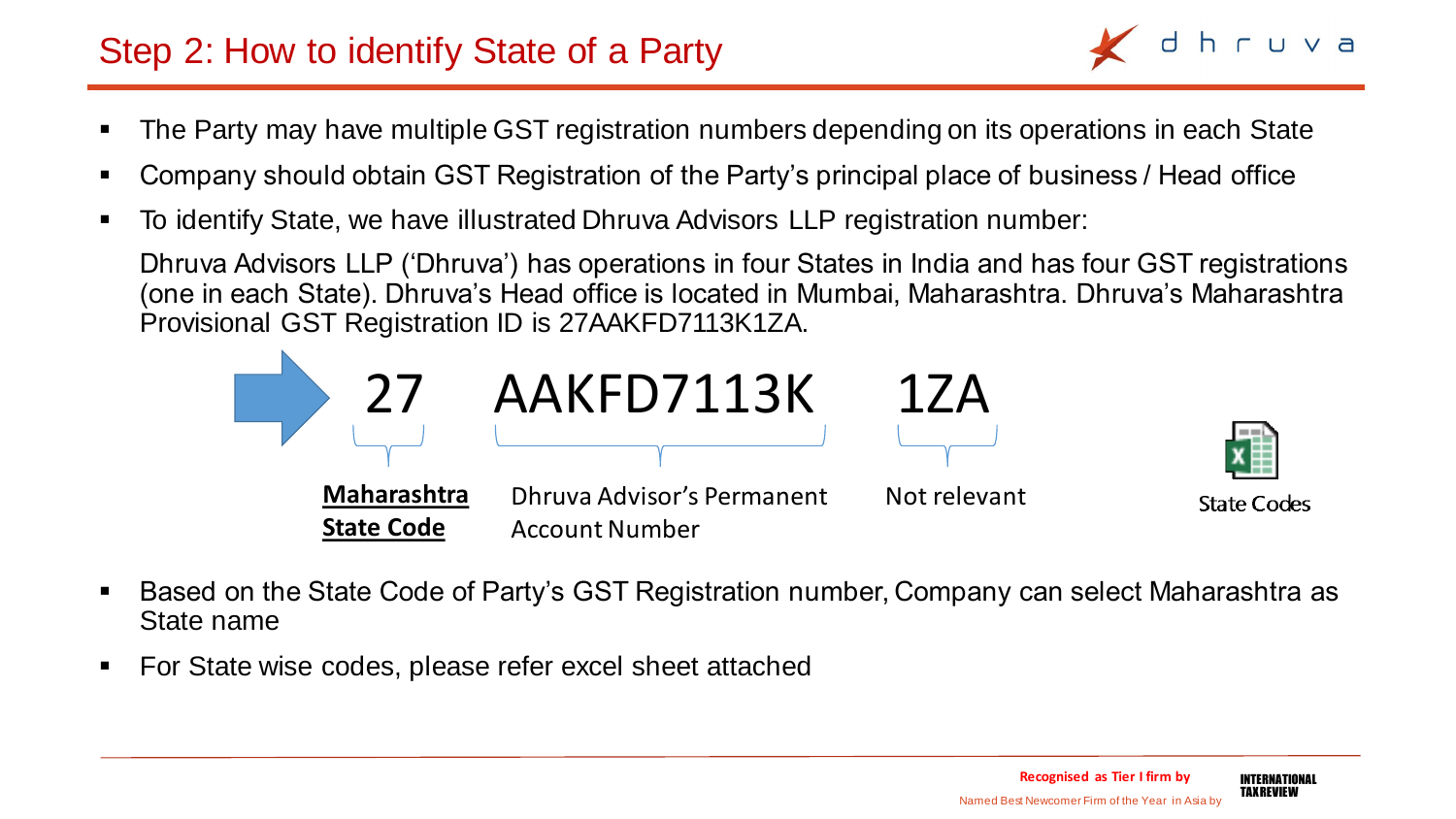# Step 2: How to identify State of a Party

- The Party may have multiple GST registration numbers depending on its operations in each State
- Company should obtain GST Registration of the Party's principal place of business / Head office
- To identify State, we have illustrated Dhruva Advisors LLP registration number:

  Dhruva Advisors LLP ('Dhruva') has operations in four States in India and has four GST registrations (one in each State). Dhruva's Head office is located in Mumbai, Maharashtra. Dhruva's Maharashtra Provisional GST Registration ID is 27AAKFD7113K1ZA.

| 27 | AAKFD7113K | 1ZA |
| --- | --- | --- |
| **Maharashtra State Code** | Dhruva Advisor's Permanent Account Number | Not relevant |

State Codes

- Based on the State Code of Party's GST Registration number, Company can select Maharashtra as State name
- For State wise codes, please refer excel sheet attached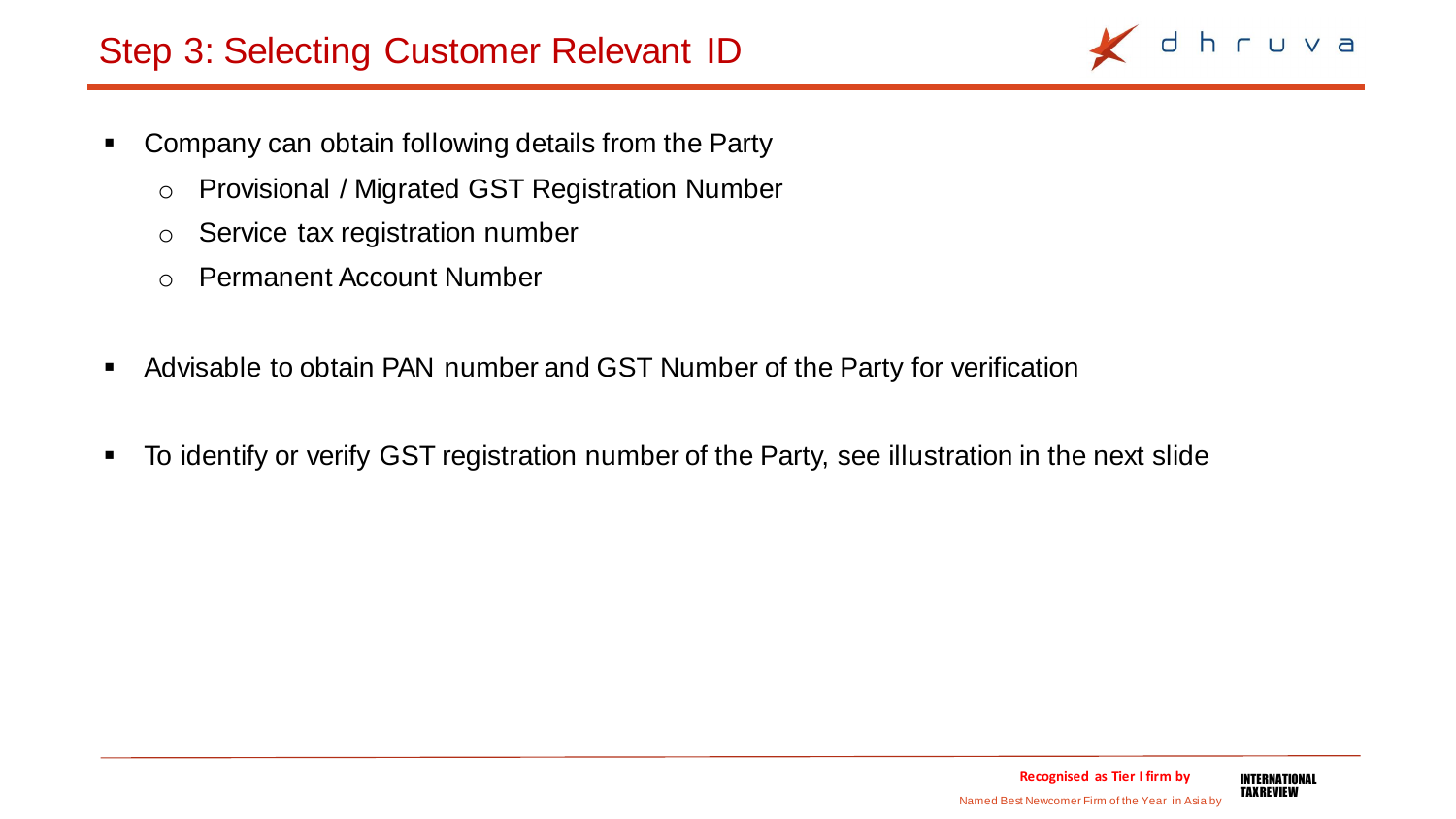## Step 3: Selecting Customer Relevant ID

- Company can obtain following details from the Party
  - Provisional / Migrated GST Registration Number
  - Service tax registration number
  - Permanent Account Number
- Advisable to obtain PAN number and GST Number of the Party for verification
- To identify or verify GST registration number of the Party, see illustration in the next slide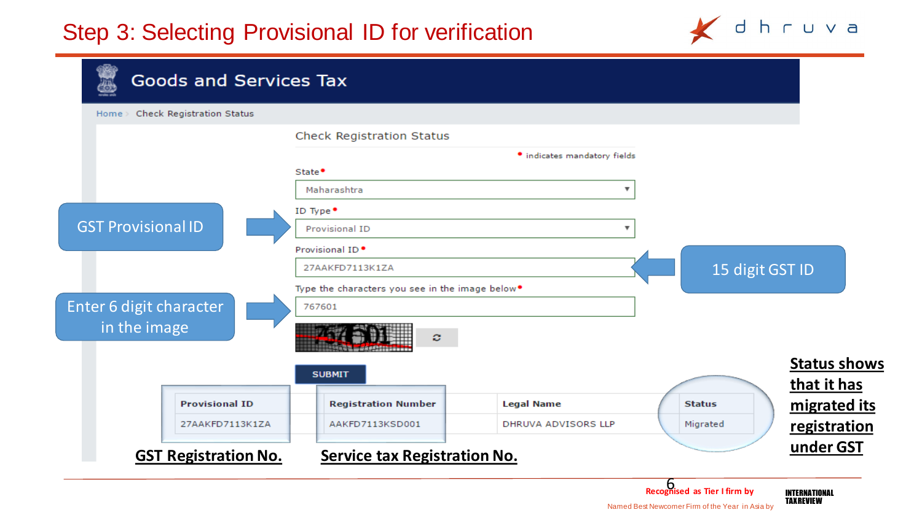# Step 3: Selecting Provisional ID for verification

**Goods and Services Tax**

Home > Check Registration Status

## Check Registration Status

\* indicates mandatory fields

State\*: Maharashtra

ID Type\*: Provisional ID

Provisional ID\*: 27AAKFD7113K1ZA

Type the characters you see in the image below\*: 767601

SUBMIT

- GST Provisional ID
- 15 digit GST ID
- Enter 6 digit character in the image

| Provisional ID | Registration Number | Legal Name | Status |
|---|---|---|---|
| 27AAKFD7113K1ZA | AAKFD7113KSD001 | DHRUVA ADVISORS LLP | Migrated |

**GST Registration No.** | **Service tax Registration No.**

**Status shows that it has migrated its registration under GST**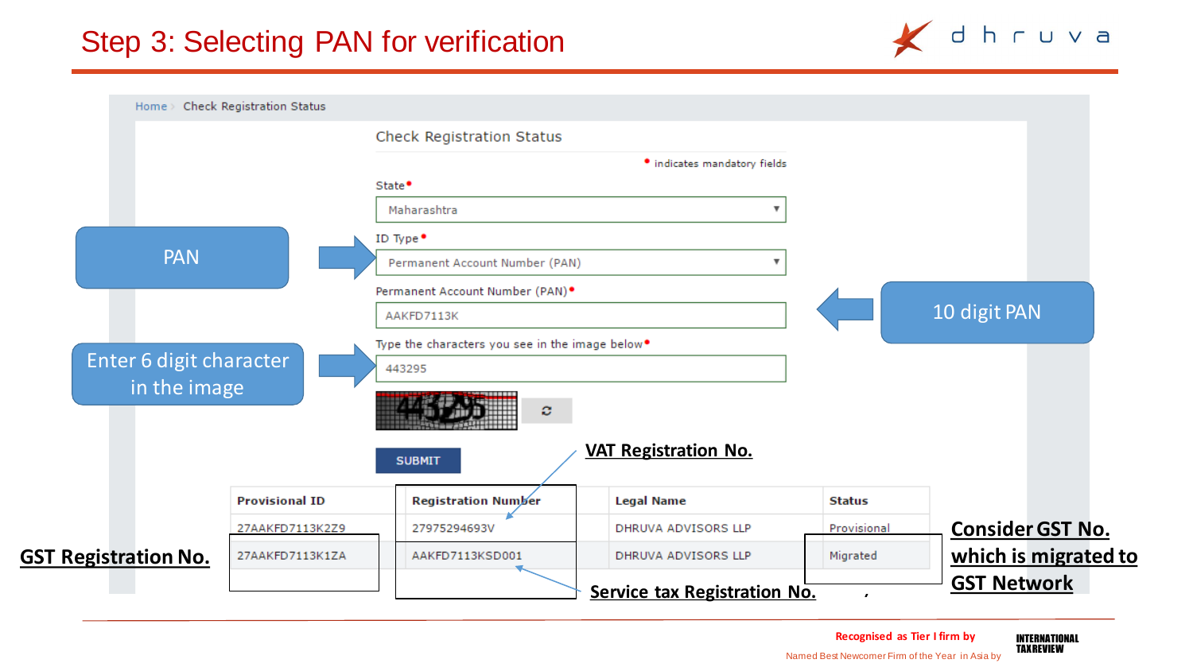# Step 3: Selecting PAN for verification

Home › Check Registration Status

## Check Registration Status

• indicates mandatory fields

State•
Maharashtra

ID Type•
Permanent Account Number (PAN)

Permanent Account Number (PAN)•
AAKFD7113K

Type the characters you see in the image below•
443295

SUBMIT

PAN

10 digit PAN

Enter 6 digit character in the image

VAT Registration No.

| Provisional ID | Registration Number | Legal Name | Status |
|---|---|---|---|
| 27AAKFD7113K2Z9 | 27975294693V | DHRUVA ADVISORS LLP | Provisional |
| 27AAKFD7113K1ZA | AAKFD7113KSD001 | DHRUVA ADVISORS LLP | Migrated |

**GST Registration No.**

**Service tax Registration No.**

**Consider GST No. which is migrated to GST Network**

Recognised as Tier I firm by INTERNATIONAL TAX REVIEW

Named Best Newcomer Firm of the Year in Asia by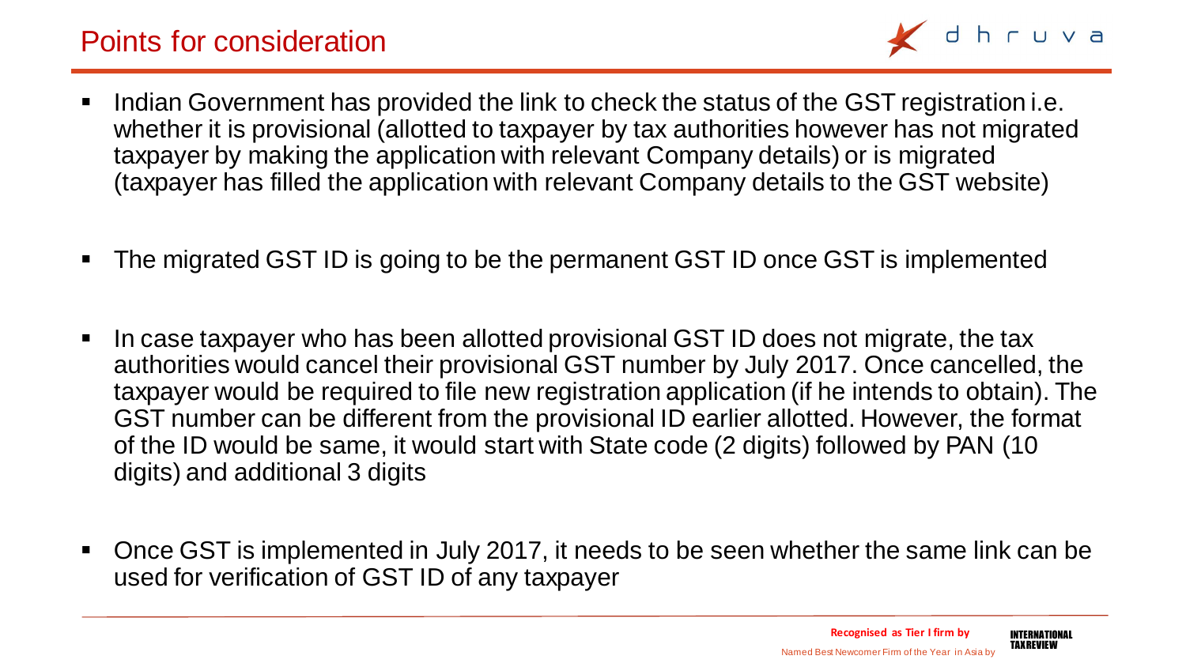# Points for consideration

- Indian Government has provided the link to check the status of the GST registration i.e. whether it is provisional (allotted to taxpayer by tax authorities however has not migrated taxpayer by making the application with relevant Company details) or is migrated (taxpayer has filled the application with relevant Company details to the GST website)
- The migrated GST ID is going to be the permanent GST ID once GST is implemented
- In case taxpayer who has been allotted provisional GST ID does not migrate, the tax authorities would cancel their provisional GST number by July 2017. Once cancelled, the taxpayer would be required to file new registration application (if he intends to obtain). The GST number can be different from the provisional ID earlier allotted. However, the format of the ID would be same, it would start with State code (2 digits) followed by PAN (10 digits) and additional 3 digits
- Once GST is implemented in July 2017, it needs to be seen whether the same link can be used for verification of GST ID of any taxpayer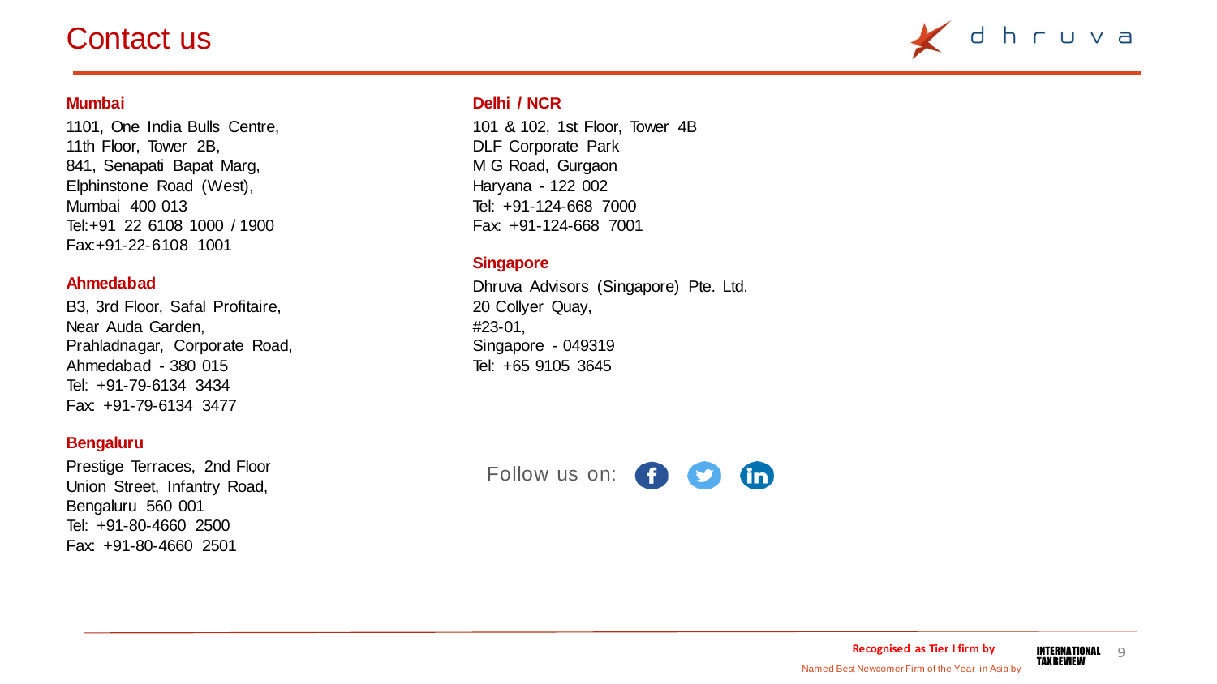# Contact us

### Mumbai

1101, One India Bulls Centre,
11th Floor, Tower 2B,
841, Senapati Bapat Marg,
Elphinstone Road (West),
Mumbai 400 013
Tel:+91 22 6108 1000 / 1900
Fax:+91-22-6108 1001

### Ahmedabad

B3, 3rd Floor, Safal Profitaire,
Near Auda Garden,
Prahladnagar, Corporate Road,
Ahmedabad - 380 015
Tel: +91-79-6134 3434
Fax: +91-79-6134 3477

### Bengaluru

Prestige Terraces, 2nd Floor
Union Street, Infantry Road,
Bengaluru 560 001
Tel: +91-80-4660 2500
Fax: +91-80-4660 2501

### Delhi / NCR

101 & 102, 1st Floor, Tower 4B
DLF Corporate Park
M G Road, Gurgaon
Haryana - 122 002
Tel: +91-124-668 7000
Fax: +91-124-668 7001

### Singapore

Dhruva Advisors (Singapore) Pte. Ltd.
20 Collyer Quay,
#23-01,
Singapore - 049319
Tel: +65 9105 3645

Follow us on:

**Recognised as Tier I firm by** INTERNATIONAL TAX REVIEW

Named Best Newcomer Firm of the Year in Asia by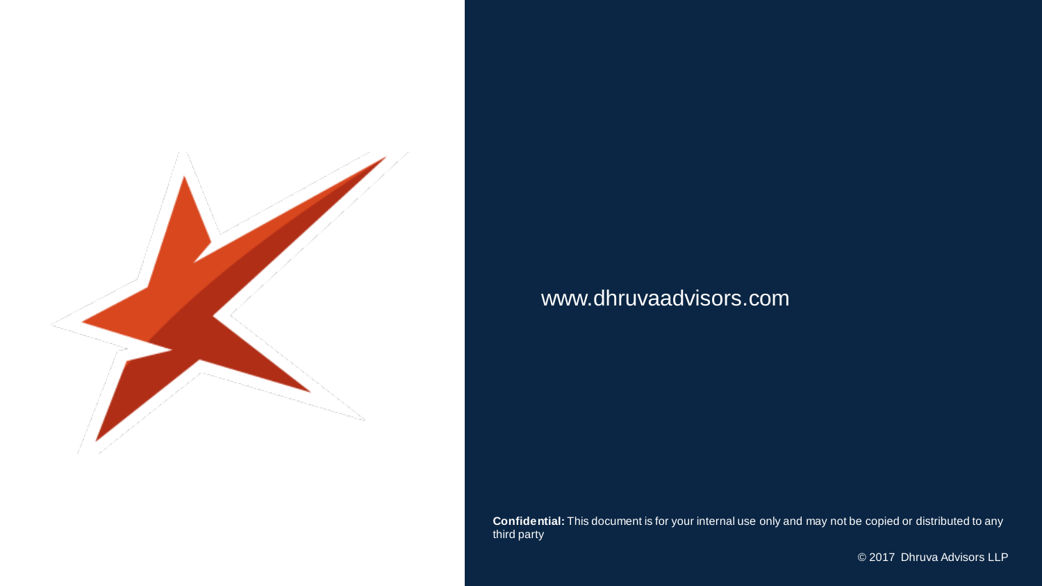www.dhruvaadvisors.com

**Confidential:** This document is for your internal use only and may not be copied or distributed to any third party

© 2017 Dhruva Advisors LLP